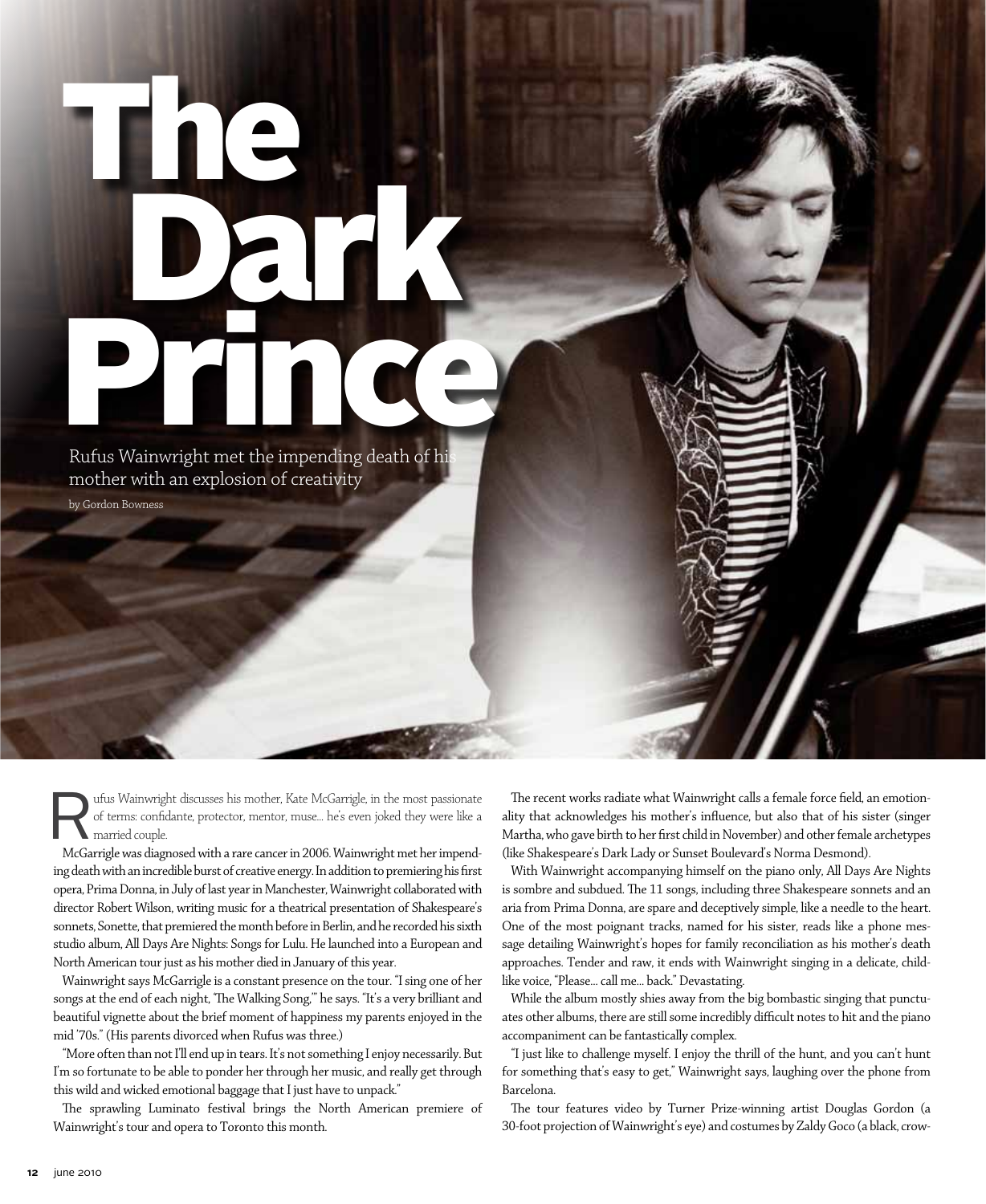# The Dark Prince

Rufus Wainwright met the impending death of his mother with an explosion of creativity

by Gordon Bowness

Rufus Wainwright discusses his mother, Kate McGarrigle, in the most passionate of terms: confidante, protector, mentor, muse... he's even joked they were like a married couple.

McGarrigle was diagnosed with a rare cancer in 2006. Wainwright met her impending death with an incredible burst of creative energy. In addition to premiering his first opera, Prima Donna, in July of last year in Manchester, Wainwright collaborated with director Robert Wilson, writing music for a theatrical presentation of Shakespeare's sonnets, Sonette, that premiered the month before in Berlin, and he recorded his sixth studio album, All Days Are Nights: Songs for Lulu. He launched into a European and North American tour just as his mother died in January of this year.

Wainwright says McGarrigle is a constant presence on the tour. "I sing one of her songs at the end of each night, 'The Walking Song,'" he says. "It's a very brilliant and beautiful vignette about the brief moment of happiness my parents enjoyed in the mid '70s." (His parents divorced when Rufus was three.)

"More often than not I'll end up in tears. It's not something I enjoy necessarily. But I'm so fortunate to be able to ponder her through her music, and really get through this wild and wicked emotional baggage that I just have to unpack."

The sprawling Luminato festival brings the North American premiere of Wainwright's tour and opera to Toronto this month.

The recent works radiate what Wainwright calls a female force field, an emotionality that acknowledges his mother's influence, but also that of his sister (singer Martha, who gave birth to her first child in November) and other female archetypes (like Shakespeare's Dark Lady or Sunset Boulevard's Norma Desmond).

With Wainwright accompanying himself on the piano only, All Days Are Nights is sombre and subdued. The 11 songs, including three Shakespeare sonnets and an aria from Prima Donna, are spare and deceptively simple, like a needle to the heart. One of the most poignant tracks, named for his sister, reads like a phone message detailing Wainwright's hopes for family reconciliation as his mother's death approaches. Tender and raw, it ends with Wainwright singing in a delicate, childlike voice, "Please... call me... back." Devastating.

While the album mostly shies away from the big bombastic singing that punctuates other albums, there are still some incredibly difficult notes to hit and the piano accompaniment can be fantastically complex.

"I just like to challenge myself. I enjoy the thrill of the hunt, and you can't hunt for something that's easy to get," Wainwright says, laughing over the phone from Barcelona.

The tour features video by Turner Prize-winning artist Douglas Gordon (a 30-foot projection of Wainwright's eye) and costumes by Zaldy Goco (a black, crow-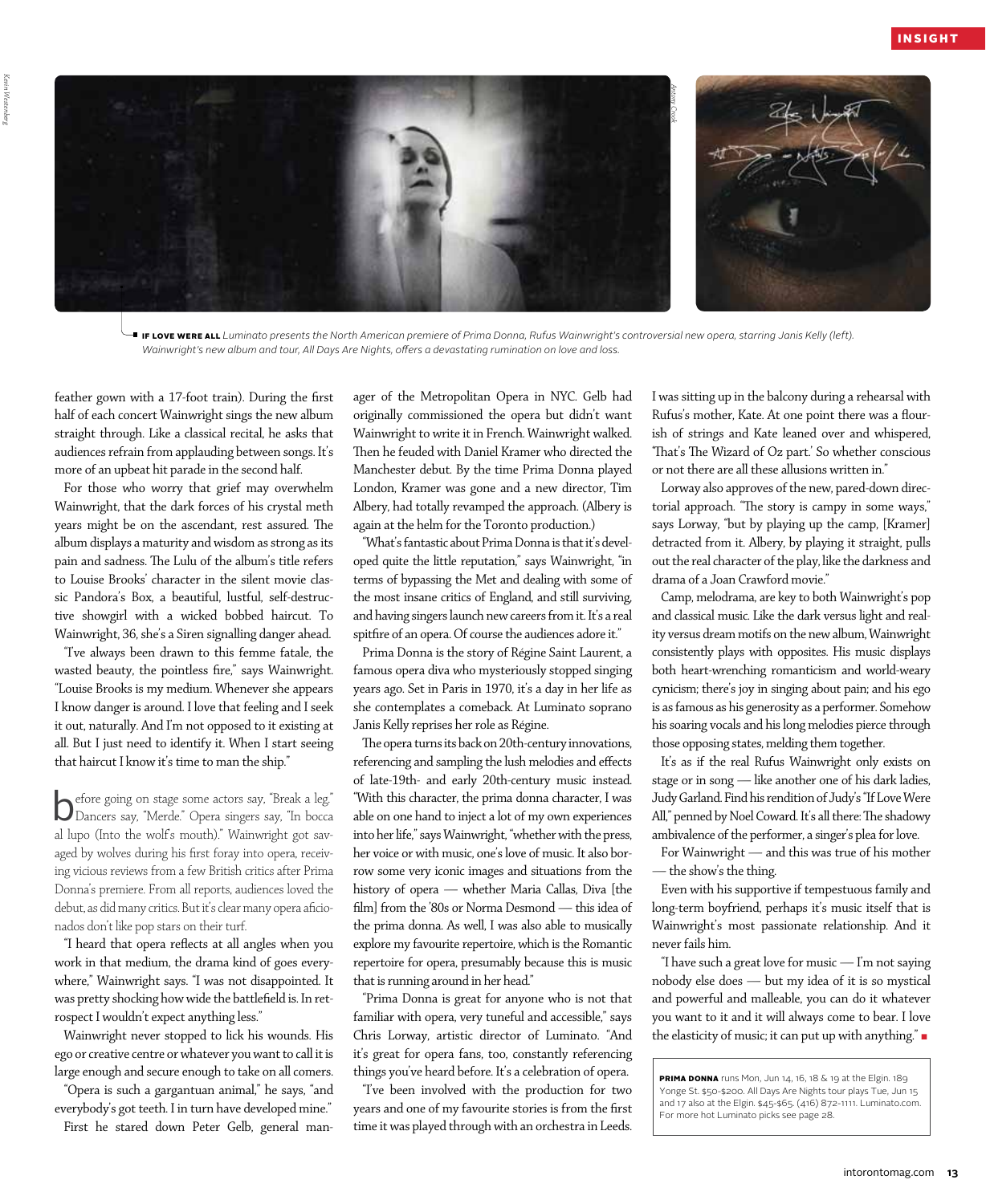**IF LOVE WERE ALL** *Luminato presents the North American premiere of Prima Donna, Rufus Wainwright's controversial new opera, starring Janis Kelly (left). Wainwright's new album and tour, All Days Are Nights, offers a devastating rumination on love and loss.*

feather gown with a 17-foot train). During the first half of each concert Wainwright sings the new album straight through. Like a classical recital, he asks that audiences refrain from applauding between songs. It's more of an upbeat hit parade in the second half.

For those who worry that grief may overwhelm Wainwright, that the dark forces of his crystal meth years might be on the ascendant, rest assured. The album displays a maturity and wisdom as strong as its pain and sadness. The Lulu of the album's title refers to Louise Brooks' character in the silent movie classic Pandora's Box, a beautiful, lustful, self-destructive showgirl with a wicked bobbed haircut. To Wainwright, 36, she's a Siren signalling danger ahead.

"I've always been drawn to this femme fatale, the wasted beauty, the pointless fire," says Wainwright. "Louise Brooks is my medium. Whenever she appears I know danger is around. I love that feeling and I seek it out, naturally. And I'm not opposed to it existing at all. But I just need to identify it. When I start seeing that haircut I know it's time to man the ship."

Before going on stage some actors say, "Break a leg." Dancers say, "Merde." Opera singers say, "In bocca al lupo (Into the wolf's mouth)." Wainwright got savaged by wolves during his first foray into opera, receiving vicious reviews from a few British critics after Prima Donna's premiere. From all reports, audiences loved the debut, as did many critics. But it's clear many opera aficionados don't like pop stars on their turf.

"I heard that opera reflects at all angles when you work in that medium, the drama kind of goes everywhere," Wainwright says. "I was not disappointed. It was pretty shocking how wide the battlefield is. In retrospect I wouldn't expect anything less."

Wainwright never stopped to lick his wounds. His ego or creative centre or whatever you want to call it is large enough and secure enough to take on all comers.

"Opera is such a gargantuan animal," he says, "and everybody's got teeth. I in turn have developed mine."

First he stared down Peter Gelb, general manager of the Metropolitan Opera in NYC. Gelb had originally commissioned the opera but didn't want Wainwright to write it in French. Wainwright walked. Then he feuded with Daniel Kramer who directed the Manchester debut. By the time Prima Donna played London, Kramer was gone and a new director, Tim Albery, had totally revamped the approach. (Albery is again at the helm for the Toronto production.)

"What's fantastic about Prima Donna is that it's developed quite the little reputation," says Wainwright, "in terms of bypassing the Met and dealing with some of the most insane critics of England, and still surviving, and having singers launch new careers from it. It's a real spitfire of an opera. Of course the audiences adore it."

Prima Donna is the story of Régine Saint Laurent, a famous opera diva who mysteriously stopped singing years ago. Set in Paris in 1970, it's a day in her life as she contemplates a comeback. At Luminato soprano Janis Kelly reprises her role as Régine.

The opera turns its back on 20th-century innovations, referencing and sampling the lush melodies and effects of late-19th- and early 20th-century music instead. "With this character, the prima donna character, I was able on one hand to inject a lot of my own experiences into her life," says Wainwright, "whether with the press, her voice or with music, one's love of music. It also borrow some very iconic images and situations from the history of opera — whether Maria Callas, Diva [the film] from the '80s or Norma Desmond — this idea of the prima donna. As well, I was also able to musically explore my favourite repertoire, which is the Romantic repertoire for opera, presumably because this is music that is running around in her head."

"Prima Donna is great for anyone who is not that familiar with opera, very tuneful and accessible," says Chris Lorway, artistic director of Luminato. "And it's great for opera fans, too, constantly referencing things you've heard before. It's a celebration of opera.

"I've been involved with the production for two years and one of my favourite stories is from the first time it was played through with an orchestra in Leeds. I was sitting up in the balcony during a rehearsal with Rufus's mother, Kate. At one point there was a flourish of strings and Kate leaned over and whispered, 'That's The Wizard of Oz part.' So whether conscious or not there are all these allusions written in."

Lorway also approves of the new, pared-down directorial approach. "The story is campy in some ways," says Lorway, "but by playing up the camp, [Kramer] detracted from it. Albery, by playing it straight, pulls out the real character of the play, like the darkness and drama of a Joan Crawford movie."

Camp, melodrama, are key to both Wainwright's pop and classical music. Like the dark versus light and reality versus dream motifs on the new album, Wainwright consistently plays with opposites. His music displays both heart-wrenching romanticism and world-weary cynicism; there's joy in singing about pain; and his ego is as famous as his generosity as a performer. Somehow his soaring vocals and his long melodies pierce through those opposing states, melding them together.

It's as if the real Rufus Wainwright only exists on stage or in song — like another one of his dark ladies, Judy Garland. Find his rendition of Judy's "If Love Were All," penned by Noel Coward. It's all there: The shadowy ambivalence of the performer, a singer's plea for love.

For Wainwright — and this was true of his mother — the show's the thing.

Even with his supportive if tempestuous family and long-term boyfriend, perhaps it's music itself that is Wainwright's most passionate relationship. And it never fails him.

"I have such a great love for music — I'm not saying nobody else does — but my idea of it is so mystical and powerful and malleable, you can do it whatever you want to it and it will always come to bear. I love the elasticity of music; it can put up with anything." ■

**PRIMA DONNA** runs Mon, Jun 14, 16, 18 & 19 at the Elgin. 189 Yonge St. $50-$200. All Days Are Nights tour plays Tue, Jun 15 and 17 also at the Elgin. $45-$65. (416) 872-1111. Luminato.com. For more hot Luminato picks see page 28.